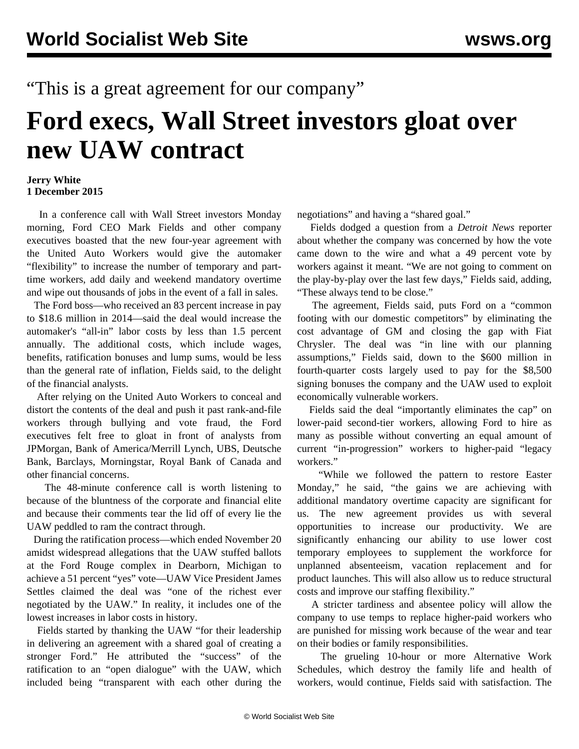“This is a great agreement for our company”

# Ford execs, Wall Street investors gloat over new UAW contract

**Jerry White**
**1 December 2015**

In a conference call with Wall Street investors Monday morning, Ford CEO Mark Fields and other company executives boasted that the new four-year agreement with the United Auto Workers would give the automaker “flexibility” to increase the number of temporary and part-time workers, add daily and weekend mandatory overtime and wipe out thousands of jobs in the event of a fall in sales.

The Ford boss—who received an 83 percent increase in pay to $18.6 million in 2014—said the deal would increase the automaker's “all-in” labor costs by less than 1.5 percent annually. The additional costs, which include wages, benefits, ratification bonuses and lump sums, would be less than the general rate of inflation, Fields said, to the delight of the financial analysts.

After relying on the United Auto Workers to conceal and distort the contents of the deal and push it past rank-and-file workers through bullying and vote fraud, the Ford executives felt free to gloat in front of analysts from JPMorgan, Bank of America/Merrill Lynch, UBS, Deutsche Bank, Barclays, Morningstar, Royal Bank of Canada and other financial concerns.

The 48-minute conference call is worth listening to because of the bluntness of the corporate and financial elite and because their comments tear the lid off of every lie the UAW peddled to ram the contract through.

During the ratification process—which ended November 20 amidst widespread allegations that the UAW stuffed ballots at the Ford Rouge complex in Dearborn, Michigan to achieve a 51 percent “yes” vote—UAW Vice President James Settles claimed the deal was “one of the richest ever negotiated by the UAW.” In reality, it includes one of the lowest increases in labor costs in history.

Fields started by thanking the UAW “for their leadership in delivering an agreement with a shared goal of creating a stronger Ford.” He attributed the “success” of the ratification to an “open dialogue” with the UAW, which included being “transparent with each other during the negotiations” and having a “shared goal.”

Fields dodged a question from a *Detroit News* reporter about whether the company was concerned by how the vote came down to the wire and what a 49 percent vote by workers against it meant. “We are not going to comment on the play-by-play over the last few days,” Fields said, adding, “These always tend to be close.”

The agreement, Fields said, puts Ford on a “common footing with our domestic competitors” by eliminating the cost advantage of GM and closing the gap with Fiat Chrysler. The deal was “in line with our planning assumptions,” Fields said, down to the $600 million in fourth-quarter costs largely used to pay for the $8,500 signing bonuses the company and the UAW used to exploit economically vulnerable workers.

Fields said the deal “importantly eliminates the cap” on lower-paid second-tier workers, allowing Ford to hire as many as possible without converting an equal amount of current “in-progression” workers to higher-paid “legacy workers.”

“While we followed the pattern to restore Easter Monday,” he said, “the gains we are achieving with additional mandatory overtime capacity are significant for us. The new agreement provides us with several opportunities to increase our productivity. We are significantly enhancing our ability to use lower cost temporary employees to supplement the workforce for unplanned absenteeism, vacation replacement and for product launches. This will also allow us to reduce structural costs and improve our staffing flexibility.”

A stricter tardiness and absentee policy will allow the company to use temps to replace higher-paid workers who are punished for missing work because of the wear and tear on their bodies or family responsibilities.

The grueling 10-hour or more Alternative Work Schedules, which destroy the family life and health of workers, would continue, Fields said with satisfaction. The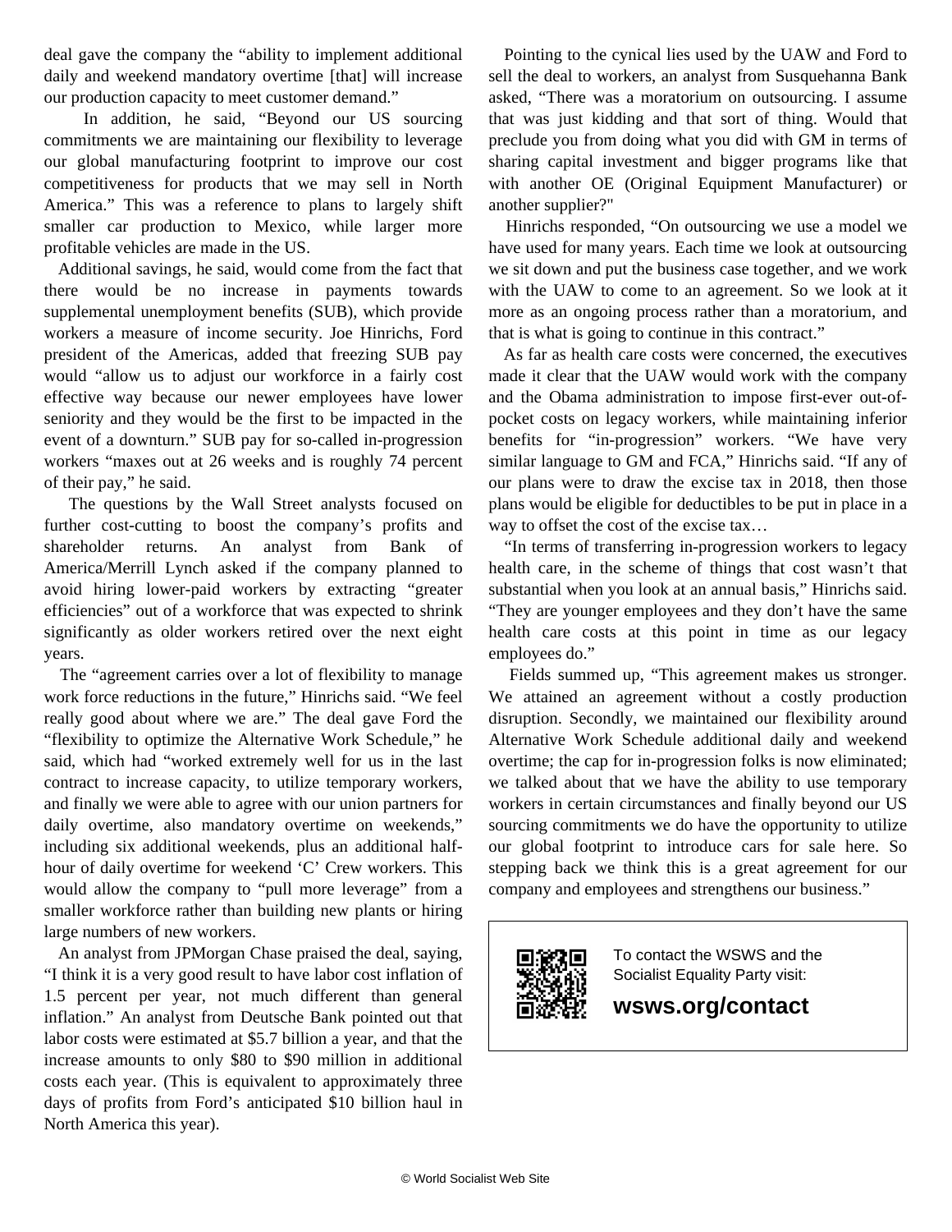deal gave the company the "ability to implement additional daily and weekend mandatory overtime [that] will increase our production capacity to meet customer demand."

In addition, he said, "Beyond our US sourcing commitments we are maintaining our flexibility to leverage our global manufacturing footprint to improve our cost competitiveness for products that we may sell in North America." This was a reference to plans to largely shift smaller car production to Mexico, while larger more profitable vehicles are made in the US.

Additional savings, he said, would come from the fact that there would be no increase in payments towards supplemental unemployment benefits (SUB), which provide workers a measure of income security. Joe Hinrichs, Ford president of the Americas, added that freezing SUB pay would "allow us to adjust our workforce in a fairly cost effective way because our newer employees have lower seniority and they would be the first to be impacted in the event of a downturn." SUB pay for so-called in-progression workers "maxes out at 26 weeks and is roughly 74 percent of their pay," he said.

The questions by the Wall Street analysts focused on further cost-cutting to boost the company's profits and shareholder returns. An analyst from Bank of America/Merrill Lynch asked if the company planned to avoid hiring lower-paid workers by extracting "greater efficiencies" out of a workforce that was expected to shrink significantly as older workers retired over the next eight years.

The "agreement carries over a lot of flexibility to manage work force reductions in the future," Hinrichs said. "We feel really good about where we are." The deal gave Ford the "flexibility to optimize the Alternative Work Schedule," he said, which had "worked extremely well for us in the last contract to increase capacity, to utilize temporary workers, and finally we were able to agree with our union partners for daily overtime, also mandatory overtime on weekends," including six additional weekends, plus an additional half-hour of daily overtime for weekend 'C' Crew workers. This would allow the company to "pull more leverage" from a smaller workforce rather than building new plants or hiring large numbers of new workers.

An analyst from JPMorgan Chase praised the deal, saying, "I think it is a very good result to have labor cost inflation of 1.5 percent per year, not much different than general inflation." An analyst from Deutsche Bank pointed out that labor costs were estimated at $5.7 billion a year, and that the increase amounts to only $80 to $90 million in additional costs each year. (This is equivalent to approximately three days of profits from Ford's anticipated $10 billion haul in North America this year).

Pointing to the cynical lies used by the UAW and Ford to sell the deal to workers, an analyst from Susquehanna Bank asked, "There was a moratorium on outsourcing. I assume that was just kidding and that sort of thing. Would that preclude you from doing what you did with GM in terms of sharing capital investment and bigger programs like that with another OE (Original Equipment Manufacturer) or another supplier?"

Hinrichs responded, "On outsourcing we use a model we have used for many years. Each time we look at outsourcing we sit down and put the business case together, and we work with the UAW to come to an agreement. So we look at it more as an ongoing process rather than a moratorium, and that is what is going to continue in this contract."

As far as health care costs were concerned, the executives made it clear that the UAW would work with the company and the Obama administration to impose first-ever out-of-pocket costs on legacy workers, while maintaining inferior benefits for "in-progression" workers. "We have very similar language to GM and FCA," Hinrichs said. "If any of our plans were to draw the excise tax in 2018, then those plans would be eligible for deductibles to be put in place in a way to offset the cost of the excise tax…

"In terms of transferring in-progression workers to legacy health care, in the scheme of things that cost wasn't that substantial when you look at an annual basis," Hinrichs said. "They are younger employees and they don't have the same health care costs at this point in time as our legacy employees do."

Fields summed up, "This agreement makes us stronger. We attained an agreement without a costly production disruption. Secondly, we maintained our flexibility around Alternative Work Schedule additional daily and weekend overtime; the cap for in-progression folks is now eliminated; we talked about that we have the ability to use temporary workers in certain circumstances and finally beyond our US sourcing commitments we do have the opportunity to utilize our global footprint to introduce cars for sale here. So stepping back we think this is a great agreement for our company and employees and strengthens our business."

To contact the WSWS and the Socialist Equality Party visit:

**wsws.org/contact**